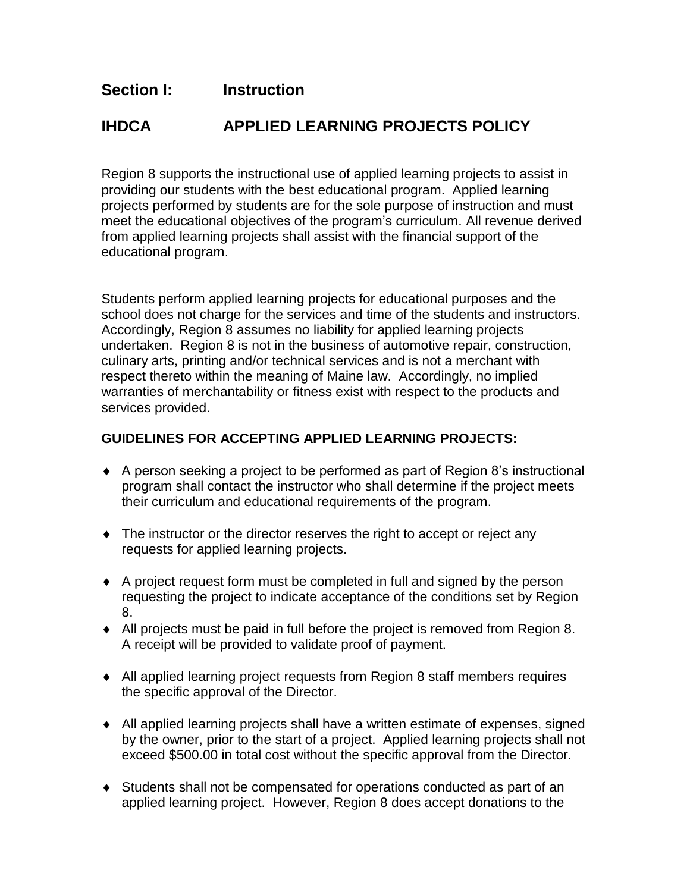## Section I: Instruction

## IHDCA APPLIED LEARNING PROJECTS POLICY

Region 8 supports the instructional use of applied learning projects to assist in providing our students with the best educational program. Applied learning projects performed by students are for the sole purpose of instruction and must meet the educational objectives of the program's curriculum. All revenue derived from applied learning projects shall assist with the financial support of the educational program.

Students perform applied learning projects for educational purposes and the school does not charge for the services and time of the students and instructors. Accordingly, Region 8 assumes no liability for applied learning projects undertaken. Region 8 is not in the business of automotive repair, construction, culinary arts, printing and/or technical services and is not a merchant with respect thereto within the meaning of Maine law. Accordingly, no implied warranties of merchantability or fitness exist with respect to the products and services provided.

**GUIDELINES FOR ACCEPTING APPLIED LEARNING PROJECTS:**

- A person seeking a project to be performed as part of Region 8's instructional program shall contact the instructor who shall determine if the project meets their curriculum and educational requirements of the program.
- The instructor or the director reserves the right to accept or reject any requests for applied learning projects.
- A project request form must be completed in full and signed by the person requesting the project to indicate acceptance of the conditions set by Region 8.
- All projects must be paid in full before the project is removed from Region 8. A receipt will be provided to validate proof of payment.
- All applied learning project requests from Region 8 staff members requires the specific approval of the Director.
- All applied learning projects shall have a written estimate of expenses, signed by the owner, prior to the start of a project. Applied learning projects shall not exceed $500.00 in total cost without the specific approval from the Director.
- Students shall not be compensated for operations conducted as part of an applied learning project. However, Region 8 does accept donations to the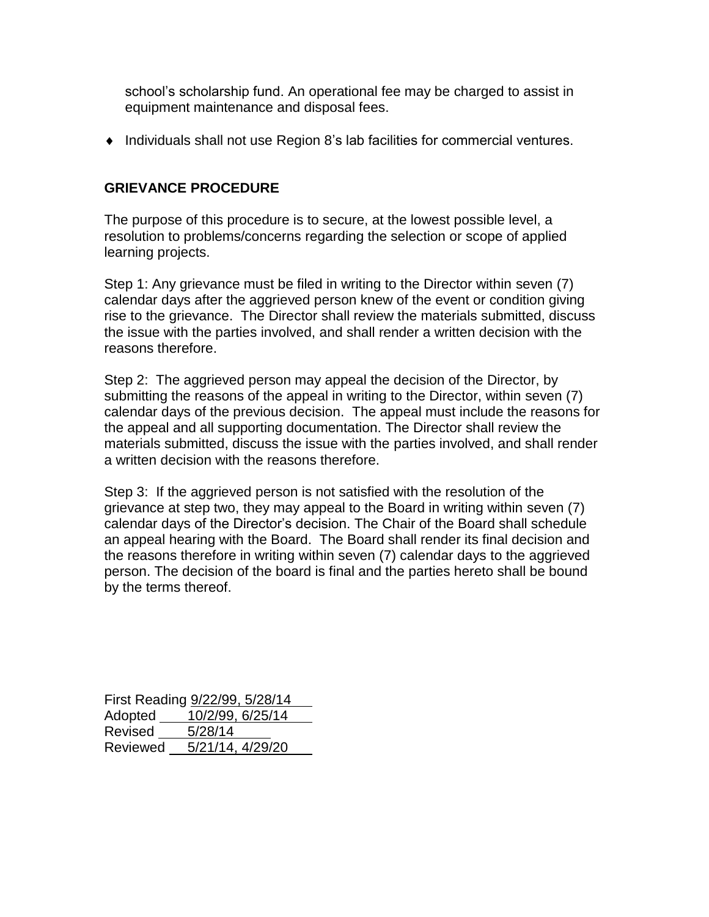school's scholarship fund. An operational fee may be charged to assist in equipment maintenance and disposal fees.

- Individuals shall not use Region 8's lab facilities for commercial ventures.

## GRIEVANCE PROCEDURE

The purpose of this procedure is to secure, at the lowest possible level, a resolution to problems/concerns regarding the selection or scope of applied learning projects.

Step 1: Any grievance must be filed in writing to the Director within seven (7) calendar days after the aggrieved person knew of the event or condition giving rise to the grievance. The Director shall review the materials submitted, discuss the issue with the parties involved, and shall render a written decision with the reasons therefore.

Step 2: The aggrieved person may appeal the decision of the Director, by submitting the reasons of the appeal in writing to the Director, within seven (7) calendar days of the previous decision. The appeal must include the reasons for the appeal and all supporting documentation. The Director shall review the materials submitted, discuss the issue with the parties involved, and shall render a written decision with the reasons therefore.

Step 3: If the aggrieved person is not satisfied with the resolution of the grievance at step two, they may appeal to the Board in writing within seven (7) calendar days of the Director's decision. The Chair of the Board shall schedule an appeal hearing with the Board. The Board shall render its final decision and the reasons therefore in writing within seven (7) calendar days to the aggrieved person. The decision of the board is final and the parties hereto shall be bound by the terms thereof.

First Reading 9/22/99, 5/28/14
Adopted 10/2/99, 6/25/14
Revised 5/28/14
Reviewed 5/21/14, 4/29/20